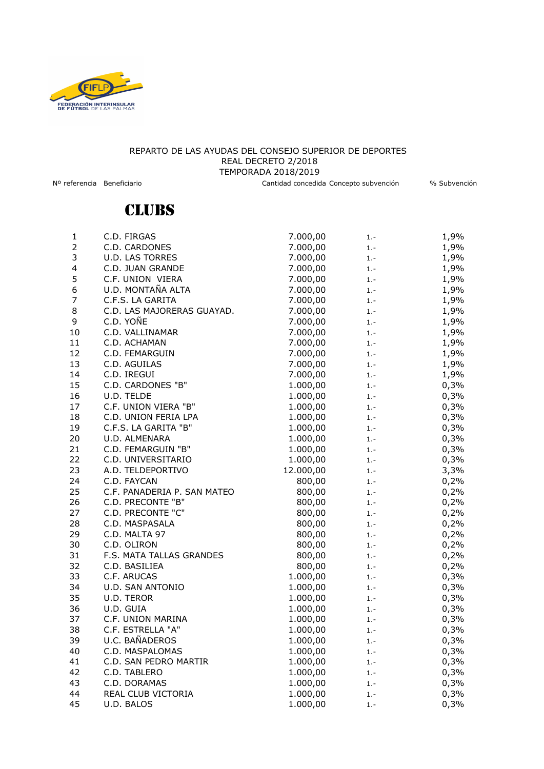REPARTO DE LAS AYUDAS DEL CONSEJO SUPERIOR DE DEPORTES
REAL DECRETO 2/2018
TEMPORADA 2018/2019

## CLUBS

| Nº referencia | Beneficiario | Cantidad concedida | Concepto subvención | % Subvención |
|---|---|---|---|---|
| 1 | C.D. FIRGAS | 7.000,00 | 1.- | 1,9% |
| 2 | C.D. CARDONES | 7.000,00 | 1.- | 1,9% |
| 3 | U.D. LAS TORRES | 7.000,00 | 1.- | 1,9% |
| 4 | C.D. JUAN GRANDE | 7.000,00 | 1.- | 1,9% |
| 5 | C.F. UNION VIERA | 7.000,00 | 1.- | 1,9% |
| 6 | U.D. MONTAÑA ALTA | 7.000,00 | 1.- | 1,9% |
| 7 | C.F.S. LA GARITA | 7.000,00 | 1.- | 1,9% |
| 8 | C.D. LAS MAJORERAS GUAYAD. | 7.000,00 | 1.- | 1,9% |
| 9 | C.D. YOÑE | 7.000,00 | 1.- | 1,9% |
| 10 | C.D. VALLINAMAR | 7.000,00 | 1.- | 1,9% |
| 11 | C.D. ACHAMAN | 7.000,00 | 1.- | 1,9% |
| 12 | C.D. FEMARGUIN | 7.000,00 | 1.- | 1,9% |
| 13 | C.D. AGUILAS | 7.000,00 | 1.- | 1,9% |
| 14 | C.D. IREGUI | 7.000,00 | 1.- | 1,9% |
| 15 | C.D. CARDONES "B" | 1.000,00 | 1.- | 0,3% |
| 16 | U.D. TELDE | 1.000,00 | 1.- | 0,3% |
| 17 | C.F. UNION VIERA "B" | 1.000,00 | 1.- | 0,3% |
| 18 | C.D. UNION FERIA LPA | 1.000,00 | 1.- | 0,3% |
| 19 | C.F.S. LA GARITA "B" | 1.000,00 | 1.- | 0,3% |
| 20 | U.D. ALMENARA | 1.000,00 | 1.- | 0,3% |
| 21 | C.D. FEMARGUIN "B" | 1.000,00 | 1.- | 0,3% |
| 22 | C.D. UNIVERSITARIO | 1.000,00 | 1.- | 0,3% |
| 23 | A.D. TELDEPORTIVO | 12.000,00 | 1.- | 3,3% |
| 24 | C.D. FAYCAN | 800,00 | 1.- | 0,2% |
| 25 | C.F. PANADERIA P. SAN MATEO | 800,00 | 1.- | 0,2% |
| 26 | C.D. PRECONTE "B" | 800,00 | 1.- | 0,2% |
| 27 | C.D. PRECONTE "C" | 800,00 | 1.- | 0,2% |
| 28 | C.D. MASPASALA | 800,00 | 1.- | 0,2% |
| 29 | C.D. MALTA 97 | 800,00 | 1.- | 0,2% |
| 30 | C.D. OLIRON | 800,00 | 1.- | 0,2% |
| 31 | F.S. MATA TALLAS GRANDES | 800,00 | 1.- | 0,2% |
| 32 | C.D. BASILIEA | 800,00 | 1.- | 0,2% |
| 33 | C.F. ARUCAS | 1.000,00 | 1.- | 0,3% |
| 34 | U.D. SAN ANTONIO | 1.000,00 | 1.- | 0,3% |
| 35 | U.D. TEROR | 1.000,00 | 1.- | 0,3% |
| 36 | U.D. GUIA | 1.000,00 | 1.- | 0,3% |
| 37 | C.F. UNION MARINA | 1.000,00 | 1.- | 0,3% |
| 38 | C.F. ESTRELLA "A" | 1.000,00 | 1.- | 0,3% |
| 39 | U.C. BAÑADEROS | 1.000,00 | 1.- | 0,3% |
| 40 | C.D. MASPALOMAS | 1.000,00 | 1.- | 0,3% |
| 41 | C.D. SAN PEDRO MARTIR | 1.000,00 | 1.- | 0,3% |
| 42 | C.D. TABLERO | 1.000,00 | 1.- | 0,3% |
| 43 | C.D. DORAMAS | 1.000,00 | 1.- | 0,3% |
| 44 | REAL CLUB VICTORIA | 1.000,00 | 1.- | 0,3% |
| 45 | U.D. BALOS | 1.000,00 | 1.- | 0,3% |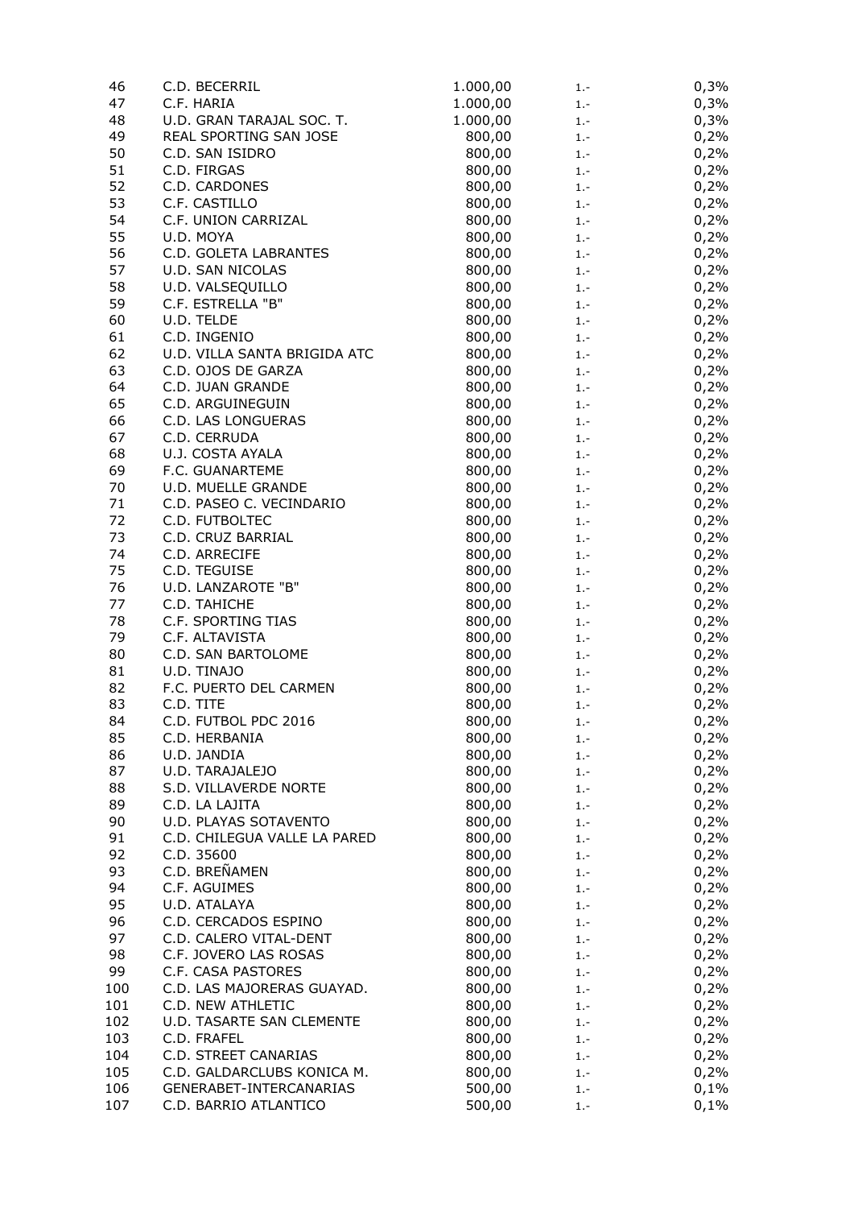| | | | | |
|---|---|---|---|---|
| 46 | C.D. BECERRIL | 1.000,00 | 1.- | 0,3% |
| 47 | C.F. HARIA | 1.000,00 | 1.- | 0,3% |
| 48 | U.D. GRAN TARAJAL SOC. T. | 1.000,00 | 1.- | 0,3% |
| 49 | REAL SPORTING SAN JOSE | 800,00 | 1.- | 0,2% |
| 50 | C.D. SAN ISIDRO | 800,00 | 1.- | 0,2% |
| 51 | C.D. FIRGAS | 800,00 | 1.- | 0,2% |
| 52 | C.D. CARDONES | 800,00 | 1.- | 0,2% |
| 53 | C.F. CASTILLO | 800,00 | 1.- | 0,2% |
| 54 | C.F. UNION CARRIZAL | 800,00 | 1.- | 0,2% |
| 55 | U.D. MOYA | 800,00 | 1.- | 0,2% |
| 56 | C.D. GOLETA LABRANTES | 800,00 | 1.- | 0,2% |
| 57 | U.D. SAN NICOLAS | 800,00 | 1.- | 0,2% |
| 58 | U.D. VALSEQUILLO | 800,00 | 1.- | 0,2% |
| 59 | C.F. ESTRELLA "B" | 800,00 | 1.- | 0,2% |
| 60 | U.D. TELDE | 800,00 | 1.- | 0,2% |
| 61 | C.D. INGENIO | 800,00 | 1.- | 0,2% |
| 62 | U.D. VILLA SANTA BRIGIDA ATC | 800,00 | 1.- | 0,2% |
| 63 | C.D. OJOS DE GARZA | 800,00 | 1.- | 0,2% |
| 64 | C.D. JUAN GRANDE | 800,00 | 1.- | 0,2% |
| 65 | C.D. ARGUINEGUIN | 800,00 | 1.- | 0,2% |
| 66 | C.D. LAS LONGUERAS | 800,00 | 1.- | 0,2% |
| 67 | C.D. CERRUDA | 800,00 | 1.- | 0,2% |
| 68 | U.J. COSTA AYALA | 800,00 | 1.- | 0,2% |
| 69 | F.C. GUANARTEME | 800,00 | 1.- | 0,2% |
| 70 | U.D. MUELLE GRANDE | 800,00 | 1.- | 0,2% |
| 71 | C.D. PASEO C. VECINDARIO | 800,00 | 1.- | 0,2% |
| 72 | C.D. FUTBOLTEC | 800,00 | 1.- | 0,2% |
| 73 | C.D. CRUZ BARRIAL | 800,00 | 1.- | 0,2% |
| 74 | C.D. ARRECIFE | 800,00 | 1.- | 0,2% |
| 75 | C.D. TEGUISE | 800,00 | 1.- | 0,2% |
| 76 | U.D. LANZAROTE "B" | 800,00 | 1.- | 0,2% |
| 77 | C.D. TAHICHE | 800,00 | 1.- | 0,2% |
| 78 | C.F. SPORTING TIAS | 800,00 | 1.- | 0,2% |
| 79 | C.F. ALTAVISTA | 800,00 | 1.- | 0,2% |
| 80 | C.D. SAN BARTOLOME | 800,00 | 1.- | 0,2% |
| 81 | U.D. TINAJO | 800,00 | 1.- | 0,2% |
| 82 | F.C. PUERTO DEL CARMEN | 800,00 | 1.- | 0,2% |
| 83 | C.D. TITE | 800,00 | 1.- | 0,2% |
| 84 | C.D. FUTBOL PDC 2016 | 800,00 | 1.- | 0,2% |
| 85 | C.D. HERBANIA | 800,00 | 1.- | 0,2% |
| 86 | U.D. JANDIA | 800,00 | 1.- | 0,2% |
| 87 | U.D. TARAJALEJO | 800,00 | 1.- | 0,2% |
| 88 | S.D. VILLAVERDE NORTE | 800,00 | 1.- | 0,2% |
| 89 | C.D. LA LAJITA | 800,00 | 1.- | 0,2% |
| 90 | U.D. PLAYAS SOTAVENTO | 800,00 | 1.- | 0,2% |
| 91 | C.D. CHILEGUA VALLE LA PARED | 800,00 | 1.- | 0,2% |
| 92 | C.D. 35600 | 800,00 | 1.- | 0,2% |
| 93 | C.D. BREÑAMEN | 800,00 | 1.- | 0,2% |
| 94 | C.F. AGUIMES | 800,00 | 1.- | 0,2% |
| 95 | U.D. ATALAYA | 800,00 | 1.- | 0,2% |
| 96 | C.D. CERCADOS ESPINO | 800,00 | 1.- | 0,2% |
| 97 | C.D. CALERO VITAL-DENT | 800,00 | 1.- | 0,2% |
| 98 | C.F. JOVERO LAS ROSAS | 800,00 | 1.- | 0,2% |
| 99 | C.F. CASA PASTORES | 800,00 | 1.- | 0,2% |
| 100 | C.D. LAS MAJORERAS GUAYAD. | 800,00 | 1.- | 0,2% |
| 101 | C.D. NEW ATHLETIC | 800,00 | 1.- | 0,2% |
| 102 | U.D. TASARTE SAN CLEMENTE | 800,00 | 1.- | 0,2% |
| 103 | C.D. FRAFEL | 800,00 | 1.- | 0,2% |
| 104 | C.D. STREET CANARIAS | 800,00 | 1.- | 0,2% |
| 105 | C.D. GALDARCLUBS KONICA M. | 800,00 | 1.- | 0,2% |
| 106 | GENERABET-INTERCANARIAS | 500,00 | 1.- | 0,1% |
| 107 | C.D. BARRIO ATLANTICO | 500,00 | 1.- | 0,1% |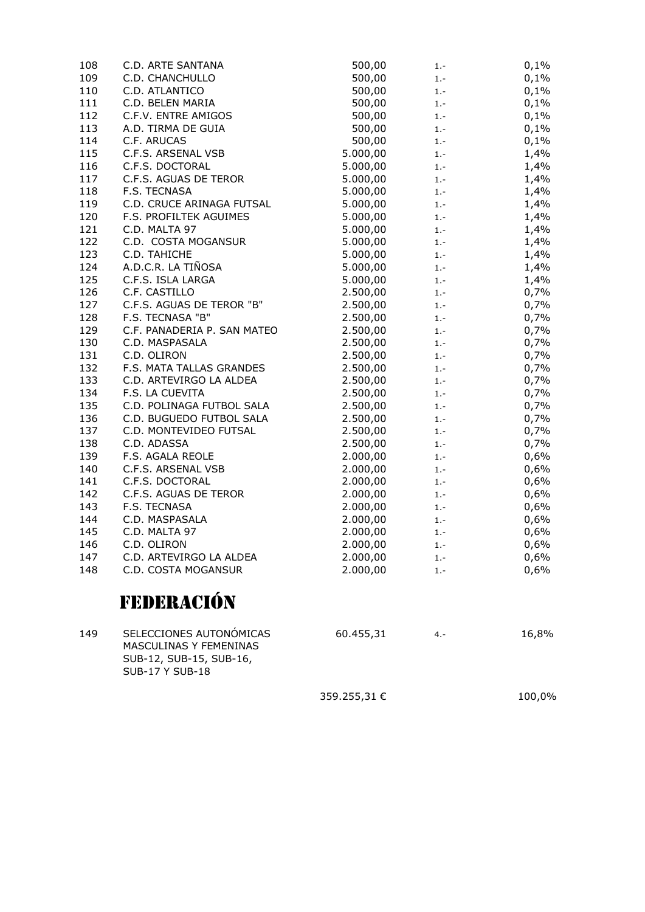| | | | | |
|---|---|---|---|---|
| 108 | C.D. ARTE SANTANA | 500,00 | 1.- | 0,1% |
| 109 | C.D. CHANCHULLO | 500,00 | 1.- | 0,1% |
| 110 | C.D. ATLANTICO | 500,00 | 1.- | 0,1% |
| 111 | C.D. BELEN MARIA | 500,00 | 1.- | 0,1% |
| 112 | C.F.V. ENTRE AMIGOS | 500,00 | 1.- | 0,1% |
| 113 | A.D. TIRMA DE GUIA | 500,00 | 1.- | 0,1% |
| 114 | C.F. ARUCAS | 500,00 | 1.- | 0,1% |
| 115 | C.F.S. ARSENAL VSB | 5.000,00 | 1.- | 1,4% |
| 116 | C.F.S. DOCTORAL | 5.000,00 | 1.- | 1,4% |
| 117 | C.F.S. AGUAS DE TEROR | 5.000,00 | 1.- | 1,4% |
| 118 | F.S. TECNASA | 5.000,00 | 1.- | 1,4% |
| 119 | C.D. CRUCE ARINAGA FUTSAL | 5.000,00 | 1.- | 1,4% |
| 120 | F.S. PROFILTEK AGUIMES | 5.000,00 | 1.- | 1,4% |
| 121 | C.D. MALTA 97 | 5.000,00 | 1.- | 1,4% |
| 122 | C.D. COSTA MOGANSUR | 5.000,00 | 1.- | 1,4% |
| 123 | C.D. TAHICHE | 5.000,00 | 1.- | 1,4% |
| 124 | A.D.C.R. LA TIÑOSA | 5.000,00 | 1.- | 1,4% |
| 125 | C.F.S. ISLA LARGA | 5.000,00 | 1.- | 1,4% |
| 126 | C.F. CASTILLO | 2.500,00 | 1.- | 0,7% |
| 127 | C.F.S. AGUAS DE TEROR "B" | 2.500,00 | 1.- | 0,7% |
| 128 | F.S. TECNASA "B" | 2.500,00 | 1.- | 0,7% |
| 129 | C.F. PANADERIA P. SAN MATEO | 2.500,00 | 1.- | 0,7% |
| 130 | C.D. MASPASALA | 2.500,00 | 1.- | 0,7% |
| 131 | C.D. OLIRON | 2.500,00 | 1.- | 0,7% |
| 132 | F.S. MATA TALLAS GRANDES | 2.500,00 | 1.- | 0,7% |
| 133 | C.D. ARTEVIRGO LA ALDEA | 2.500,00 | 1.- | 0,7% |
| 134 | F.S. LA CUEVITA | 2.500,00 | 1.- | 0,7% |
| 135 | C.D. POLINAGA FUTBOL SALA | 2.500,00 | 1.- | 0,7% |
| 136 | C.D. BUGUEDO FUTBOL SALA | 2.500,00 | 1.- | 0,7% |
| 137 | C.D. MONTEVIDEO FUTSAL | 2.500,00 | 1.- | 0,7% |
| 138 | C.D. ADASSA | 2.500,00 | 1.- | 0,7% |
| 139 | F.S. AGALA REOLE | 2.000,00 | 1.- | 0,6% |
| 140 | C.F.S. ARSENAL VSB | 2.000,00 | 1.- | 0,6% |
| 141 | C.F.S. DOCTORAL | 2.000,00 | 1.- | 0,6% |
| 142 | C.F.S. AGUAS DE TEROR | 2.000,00 | 1.- | 0,6% |
| 143 | F.S. TECNASA | 2.000,00 | 1.- | 0,6% |
| 144 | C.D. MASPASALA | 2.000,00 | 1.- | 0,6% |
| 145 | C.D. MALTA 97 | 2.000,00 | 1.- | 0,6% |
| 146 | C.D. OLIRON | 2.000,00 | 1.- | 0,6% |
| 147 | C.D. ARTEVIRGO LA ALDEA | 2.000,00 | 1.- | 0,6% |
| 148 | C.D. COSTA MOGANSUR | 2.000,00 | 1.- | 0,6% |

## FEDERACIÓN

| | | | | |
|---|---|---|---|---|
| 149 | SELECCIONES AUTONÓMICAS MASCULINAS Y FEMENINAS SUB-12, SUB-15, SUB-16, SUB-17 Y SUB-18 | 60.455,31 | 4.- | 16,8% |
| | | 359.255,31 € | | 100,0% |